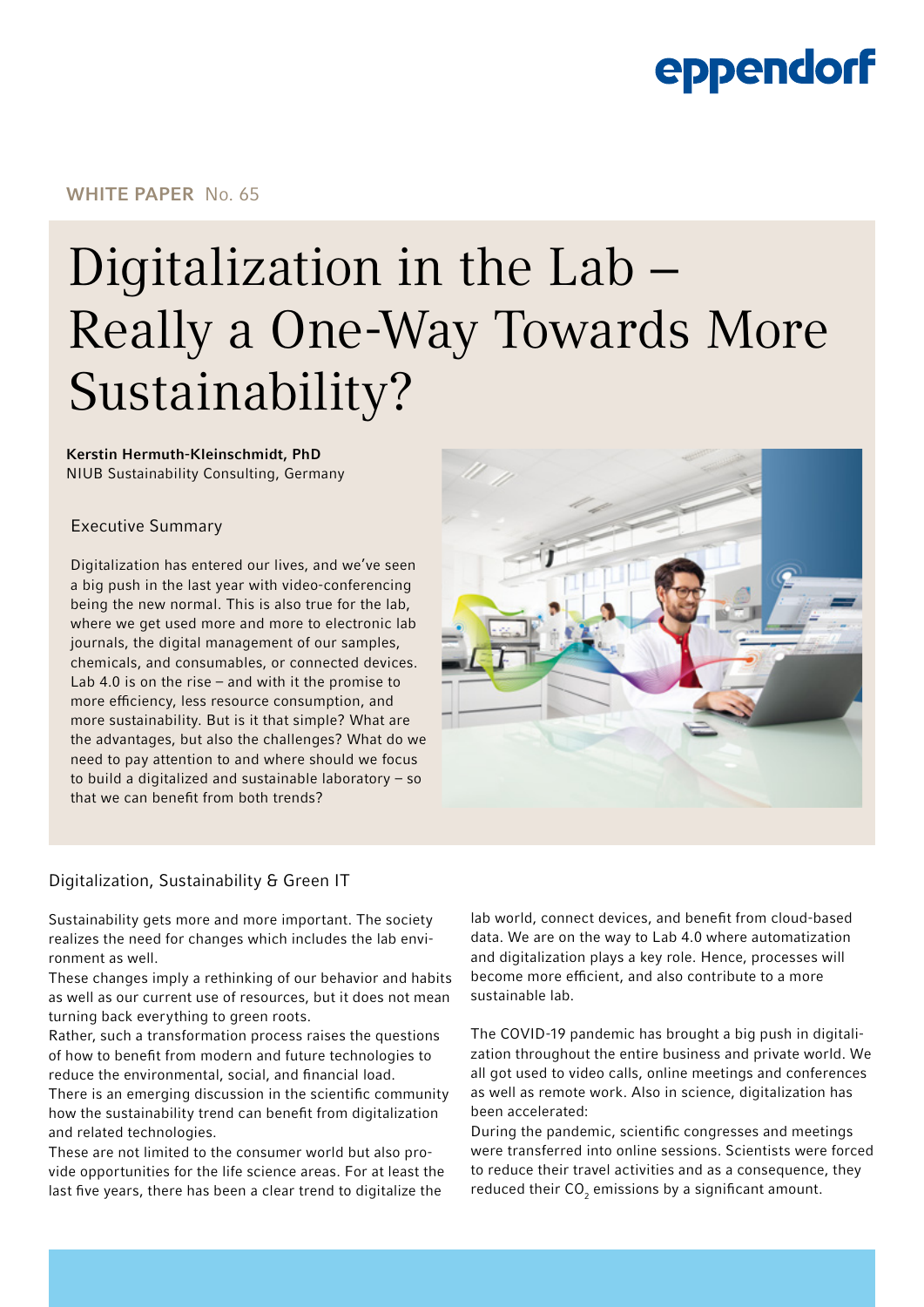WHITE PAPER No. 65

# Digitalization in the Lab – Really a One-Way Towards More Sustainability?

**Kerstin Hermuth-Kleinschmidt, PhD**
NIUB Sustainability Consulting, Germany

## Executive Summary

Digitalization has entered our lives, and we've seen a big push in the last year with video-conferencing being the new normal. This is also true for the lab, where we get used more and more to electronic lab journals, the digital management of our samples, chemicals, and consumables, or connected devices. Lab 4.0 is on the rise – and with it the promise to more efficiency, less resource consumption, and more sustainability. But is it that simple? What are the advantages, but also the challenges? What do we need to pay attention to and where should we focus to build a digitalized and sustainable laboratory – so that we can benefit from both trends?

## Digitalization, Sustainability & Green IT

Sustainability gets more and more important. The society realizes the need for changes which includes the lab environment as well.

These changes imply a rethinking of our behavior and habits as well as our current use of resources, but it does not mean turning back everything to green roots.

Rather, such a transformation process raises the questions of how to benefit from modern and future technologies to reduce the environmental, social, and financial load.

There is an emerging discussion in the scientific community how the sustainability trend can benefit from digitalization and related technologies.

These are not limited to the consumer world but also provide opportunities for the life science areas. For at least the last five years, there has been a clear trend to digitalize the lab world, connect devices, and benefit from cloud-based data. We are on the way to Lab 4.0 where automatization and digitalization plays a key role. Hence, processes will become more efficient, and also contribute to a more sustainable lab.

The COVID-19 pandemic has brought a big push in digitalization throughout the entire business and private world. We all got used to video calls, online meetings and conferences as well as remote work. Also in science, digitalization has been accelerated:

During the pandemic, scientific congresses and meetings were transferred into online sessions. Scientists were forced to reduce their travel activities and as a consequence, they reduced their $CO_2$ emissions by a significant amount.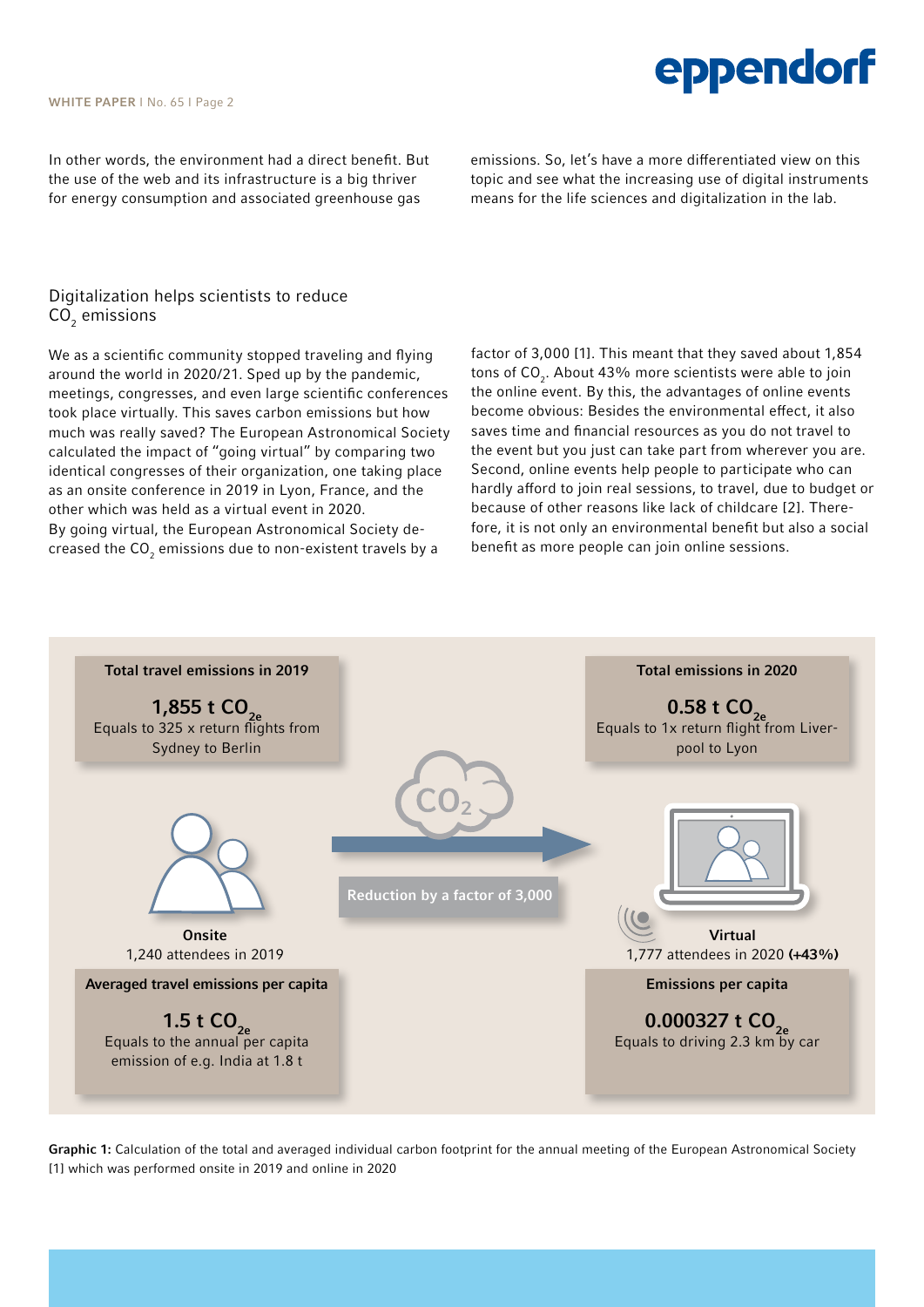In other words, the environment had a direct benefit. But the use of the web and its infrastructure is a big thriver for energy consumption and associated greenhouse gas emissions. So, let's have a more differentiated view on this topic and see what the increasing use of digital instruments means for the life sciences and digitalization in the lab.

## Digitalization helps scientists to reduce $CO_2$ emissions

We as a scientific community stopped traveling and flying around the world in 2020/21. Sped up by the pandemic, meetings, congresses, and even large scientific conferences took place virtually. This saves carbon emissions but how much was really saved? The European Astronomical Society calculated the impact of "going virtual" by comparing two identical congresses of their organization, one taking place as an onsite conference in 2019 in Lyon, France, and the other which was held as a virtual event in 2020.
By going virtual, the European Astronomical Society decreased the $CO_2$ emissions due to non-existent travels by a factor of 3,000 [1]. This meant that they saved about 1,854 tons of $CO_2$. About 43% more scientists were able to join the online event. By this, the advantages of online events become obvious: Besides the environmental effect, it also saves time and financial resources as you do not travel to the event but you just can take part from wherever you are. Second, online events help people to participate who can hardly afford to join real sessions, to travel, due to budget or because of other reasons like lack of childcare [2]. Therefore, it is not only an environmental benefit but also a social benefit as more people can join online sessions.

**Total travel emissions in 2019**

**1,855 t $CO_{2e}$**
Equals to 325 x return flights from Sydney to Berlin

**Total emissions in 2020**

**0.58 t $CO_{2e}$**
Equals to 1x return flight from Liverpool to Lyon

**Reduction by a factor of 3,000**

**Onsite**
1,240 attendees in 2019

**Virtual**
1,777 attendees in 2020 **(+43%)**

**Averaged travel emissions per capita**

**1.5 t $CO_{2e}$**
Equals to the annual per capita emission of e.g. India at 1.8 t

**Emissions per capita**

**0.000327 t $CO_{2e}$**
Equals to driving 2.3 km by car

**Graphic 1:** Calculation of the total and averaged individual carbon footprint for the annual meeting of the European Astronomical Society [1] which was performed onsite in 2019 and online in 2020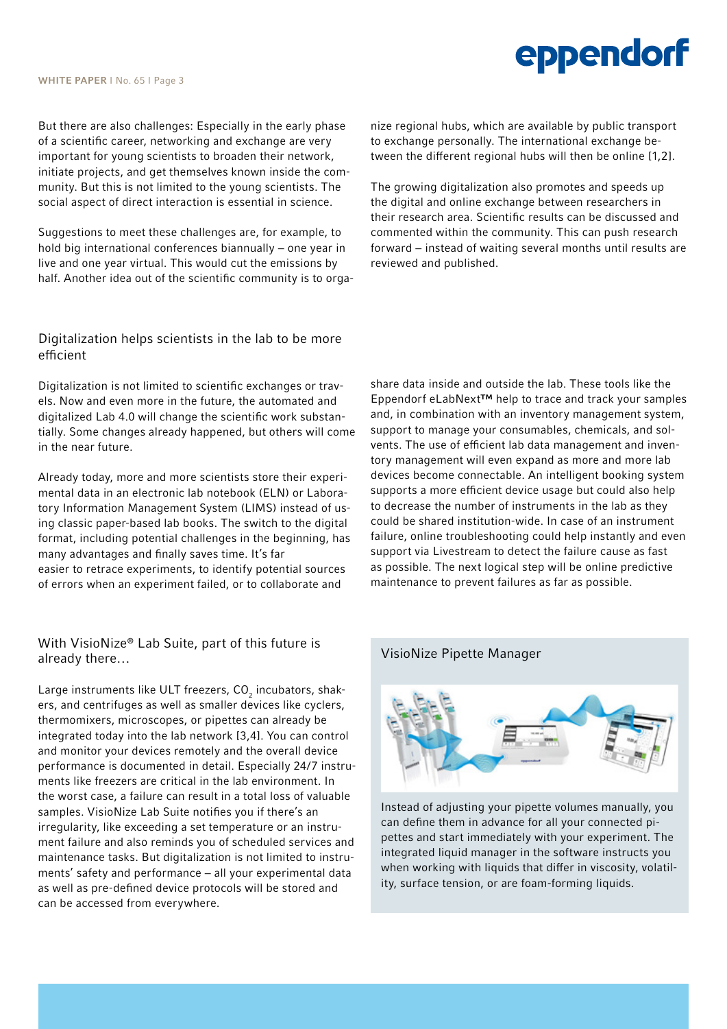But there are also challenges: Especially in the early phase of a scientific career, networking and exchange are very important for young scientists to broaden their network, initiate projects, and get themselves known inside the community. But this is not limited to the young scientists. The social aspect of direct interaction is essential in science.

Suggestions to meet these challenges are, for example, to hold big international conferences biannually – one year in live and one year virtual. This would cut the emissions by half. Another idea out of the scientific community is to organize regional hubs, which are available by public transport to exchange personally. The international exchange between the different regional hubs will then be online [1,2].

The growing digitalization also promotes and speeds up the digital and online exchange between researchers in their research area. Scientific results can be discussed and commented within the community. This can push research forward – instead of waiting several months until results are reviewed and published.

## Digitalization helps scientists in the lab to be more efficient

Digitalization is not limited to scientific exchanges or travels. Now and even more in the future, the automated and digitalized Lab 4.0 will change the scientific work substantially. Some changes already happened, but others will come in the near future.

Already today, more and more scientists store their experimental data in an electronic lab notebook (ELN) or Laboratory Information Management System (LIMS) instead of using classic paper-based lab books. The switch to the digital format, including potential challenges in the beginning, has many advantages and finally saves time. It's far easier to retrace experiments, to identify potential sources of errors when an experiment failed, or to collaborate and share data inside and outside the lab. These tools like the Eppendorf eLabNext™ help to trace and track your samples and, in combination with an inventory management system, support to manage your consumables, chemicals, and solvents. The use of efficient lab data management and inventory management will even expand as more and more lab devices become connectable. An intelligent booking system supports a more efficient device usage but could also help to decrease the number of instruments in the lab as they could be shared institution-wide. In case of an instrument failure, online troubleshooting could help instantly and even support via Livestream to detect the failure cause as fast as possible. The next logical step will be online predictive maintenance to prevent failures as far as possible.

## With VisioNize® Lab Suite, part of this future is already there…

Large instruments like ULT freezers, $CO_2$ incubators, shakers, and centrifuges as well as smaller devices like cyclers, thermomixers, microscopes, or pipettes can already be integrated today into the lab network [3,4]. You can control and monitor your devices remotely and the overall device performance is documented in detail. Especially 24/7 instruments like freezers are critical in the lab environment. In the worst case, a failure can result in a total loss of valuable samples. VisioNize Lab Suite notifies you if there's an irregularity, like exceeding a set temperature or an instrument failure and also reminds you of scheduled services and maintenance tasks. But digitalization is not limited to instruments' safety and performance – all your experimental data as well as pre-defined device protocols will be stored and can be accessed from everywhere.

### VisioNize Pipette Manager

Instead of adjusting your pipette volumes manually, you can define them in advance for all your connected pipettes and start immediately with your experiment. The integrated liquid manager in the software instructs you when working with liquids that differ in viscosity, volatility, surface tension, or are foam-forming liquids.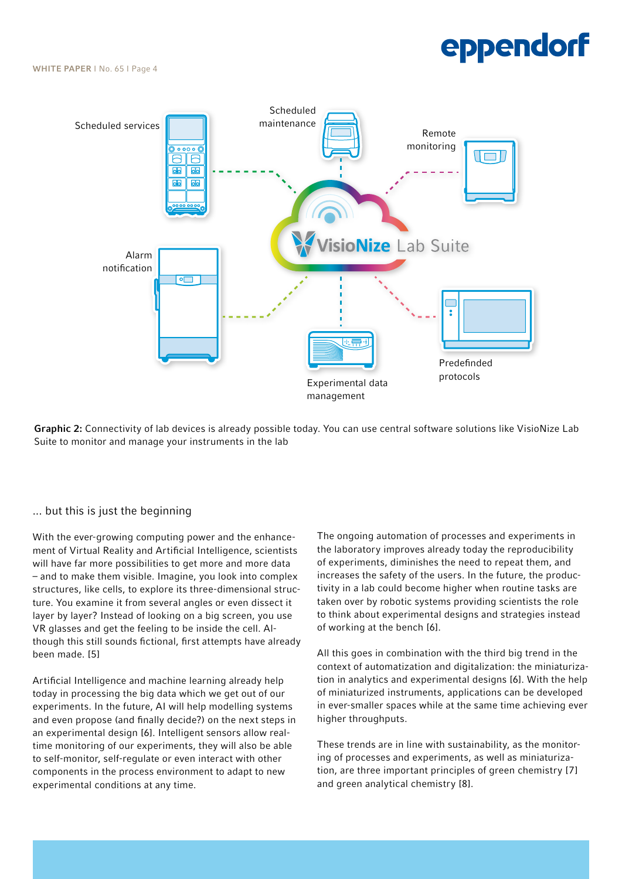Graphic 2: Connectivity of lab devices is already possible today. You can use central software solutions like VisioNize Lab Suite to monitor and manage your instruments in the lab

## ... but this is just the beginning

With the ever-growing computing power and the enhancement of Virtual Reality and Artificial Intelligence, scientists will have far more possibilities to get more and more data – and to make them visible. Imagine, you look into complex structures, like cells, to explore its three-dimensional structure. You examine it from several angles or even dissect it layer by layer? Instead of looking on a big screen, you use VR glasses and get the feeling to be inside the cell. Although this still sounds fictional, first attempts have already been made. [5]

Artificial Intelligence and machine learning already help today in processing the big data which we get out of our experiments. In the future, AI will help modelling systems and even propose (and finally decide?) on the next steps in an experimental design [6]. Intelligent sensors allow real-time monitoring of our experiments, they will also be able to self-monitor, self-regulate or even interact with other components in the process environment to adapt to new experimental conditions at any time.

The ongoing automation of processes and experiments in the laboratory improves already today the reproducibility of experiments, diminishes the need to repeat them, and increases the safety of the users. In the future, the productivity in a lab could become higher when routine tasks are taken over by robotic systems providing scientists the role to think about experimental designs and strategies instead of working at the bench [6].

All this goes in combination with the third big trend in the context of automatization and digitalization: the miniaturization in analytics and experimental designs [6]. With the help of miniaturized instruments, applications can be developed in ever-smaller spaces while at the same time achieving ever higher throughputs.

These trends are in line with sustainability, as the monitoring of processes and experiments, as well as miniaturization, are three important principles of green chemistry [7] and green analytical chemistry [8].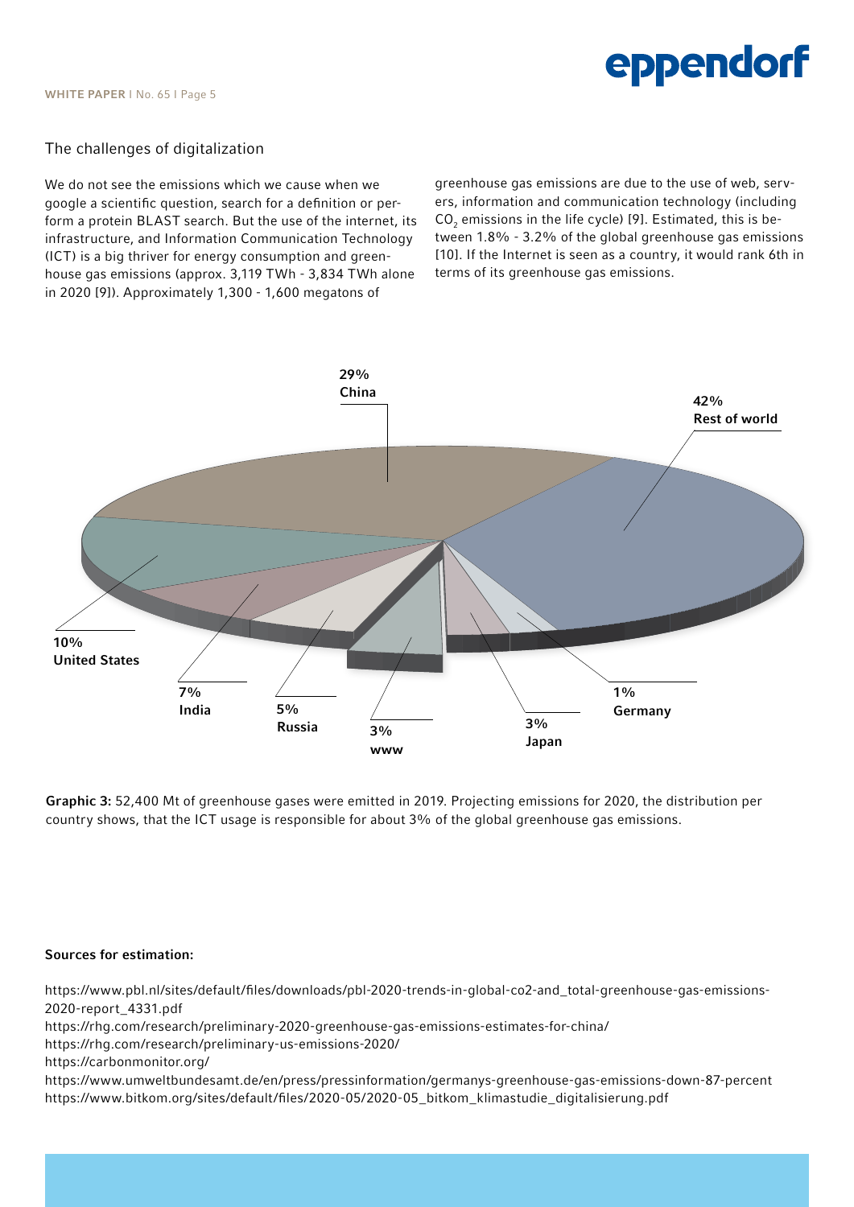## The challenges of digitalization

We do not see the emissions which we cause when we google a scientific question, search for a definition or perform a protein BLAST search. But the use of the internet, its infrastructure, and Information Communication Technology (ICT) is a big thriver for energy consumption and greenhouse gas emissions (approx. 3,119 TWh - 3,834 TWh alone in 2020 [9]). Approximately 1,300 - 1,600 megatons of greenhouse gas emissions are due to the use of web, servers, information and communication technology (including $CO_2$ emissions in the life cycle) [9]. Estimated, this is between 1.8% - 3.2% of the global greenhouse gas emissions [10]. If the Internet is seen as a country, it would rank 6th in terms of its greenhouse gas emissions.

29% China

42% Rest of world

10% United States

7% India

5% Russia

3% www

3% Japan

1% Germany

**Graphic 3:** 52,400 Mt of greenhouse gases were emitted in 2019. Projecting emissions for 2020, the distribution per country shows, that the ICT usage is responsible for about 3% of the global greenhouse gas emissions.

**Sources for estimation:**

https://www.pbl.nl/sites/default/files/downloads/pbl-2020-trends-in-global-co2-and_total-greenhouse-gas-emissions-2020-report_4331.pdf
https://rhg.com/research/preliminary-2020-greenhouse-gas-emissions-estimates-for-china/
https://rhg.com/research/preliminary-us-emissions-2020/
https://carbonmonitor.org/
https://www.umweltbundesamt.de/en/press/pressinformation/germanys-greenhouse-gas-emissions-down-87-percent
https://www.bitkom.org/sites/default/files/2020-05/2020-05_bitkom_klimastudie_digitalisierung.pdf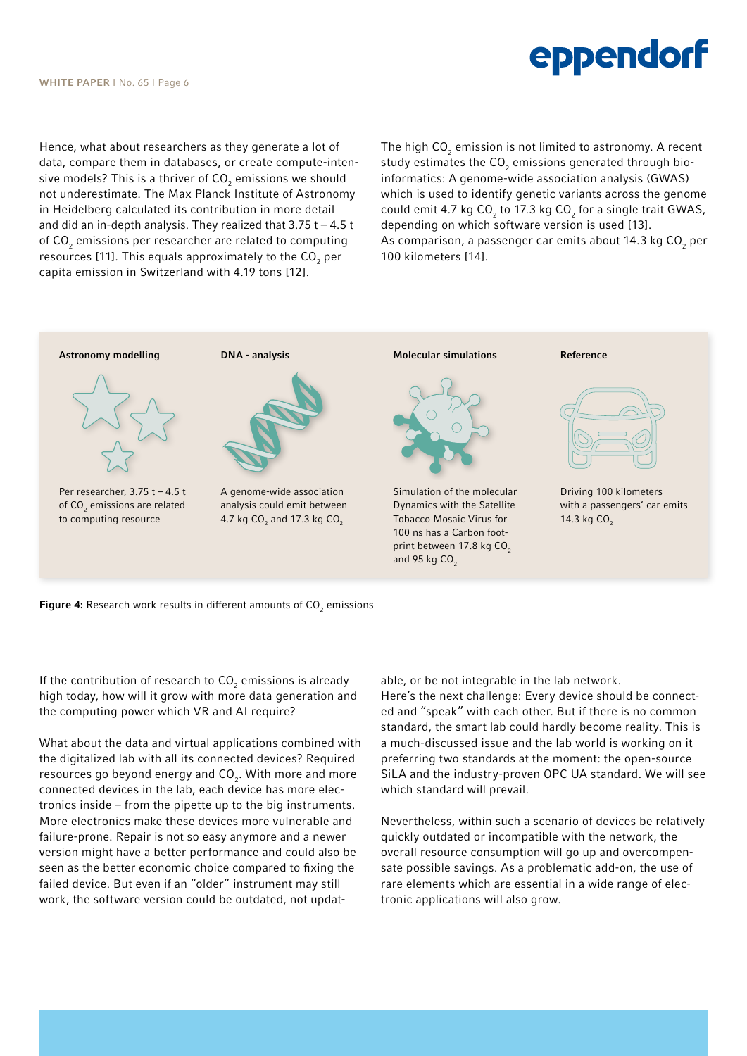Hence, what about researchers as they generate a lot of data, compare them in databases, or create compute-intensive models? This is a thriver of $CO_2$ emissions we should not underestimate. The Max Planck Institute of Astronomy in Heidelberg calculated its contribution in more detail and did an in-depth analysis. They realized that 3.75 t – 4.5 t of $CO_2$ emissions per researcher are related to computing resources [11]. This equals approximately to the $CO_2$ per capita emission in Switzerland with 4.19 tons [12].

The high $CO_2$ emission is not limited to astronomy. A recent study estimates the $CO_2$ emissions generated through bioinformatics: A genome-wide association analysis (GWAS) which is used to identify genetic variants across the genome could emit 4.7 kg $CO_2$ to 17.3 kg $CO_2$ for a single trait GWAS, depending on which software version is used [13]. As comparison, a passenger car emits about 14.3 kg $CO_2$ per 100 kilometers [14].

**Astronomy modelling**

Per researcher, 3.75 t – 4.5 t of $CO_2$ emissions are related to computing resource

**DNA - analysis**

A genome-wide association analysis could emit between 4.7 kg $CO_2$ and 17.3 kg $CO_2$

**Molecular simulations**

Simulation of the molecular Dynamics with the Satellite Tobacco Mosaic Virus for 100 ns has a Carbon footprint between 17.8 kg $CO_2$ and 95 kg $CO_2$

**Reference**

Driving 100 kilometers with a passengers' car emits 14.3 kg $CO_2$

**Figure 4:** Research work results in different amounts of $CO_2$ emissions

If the contribution of research to $CO_2$ emissions is already high today, how will it grow with more data generation and the computing power which VR and AI require?

What about the data and virtual applications combined with the digitalized lab with all its connected devices? Required resources go beyond energy and $CO_2$. With more and more connected devices in the lab, each device has more electronics inside – from the pipette up to the big instruments. More electronics make these devices more vulnerable and failure-prone. Repair is not so easy anymore and a newer version might have a better performance and could also be seen as the better economic choice compared to fixing the failed device. But even if an "older" instrument may still work, the software version could be outdated, not updatable, or be not integrable in the lab network.

Here's the next challenge: Every device should be connected and "speak" with each other. But if there is no common standard, the smart lab could hardly become reality. This is a much-discussed issue and the lab world is working on it preferring two standards at the moment: the open-source SiLA and the industry-proven OPC UA standard. We will see which standard will prevail.

Nevertheless, within such a scenario of devices be relatively quickly outdated or incompatible with the network, the overall resource consumption will go up and overcompensate possible savings. As a problematic add-on, the use of rare elements which are essential in a wide range of electronic applications will also grow.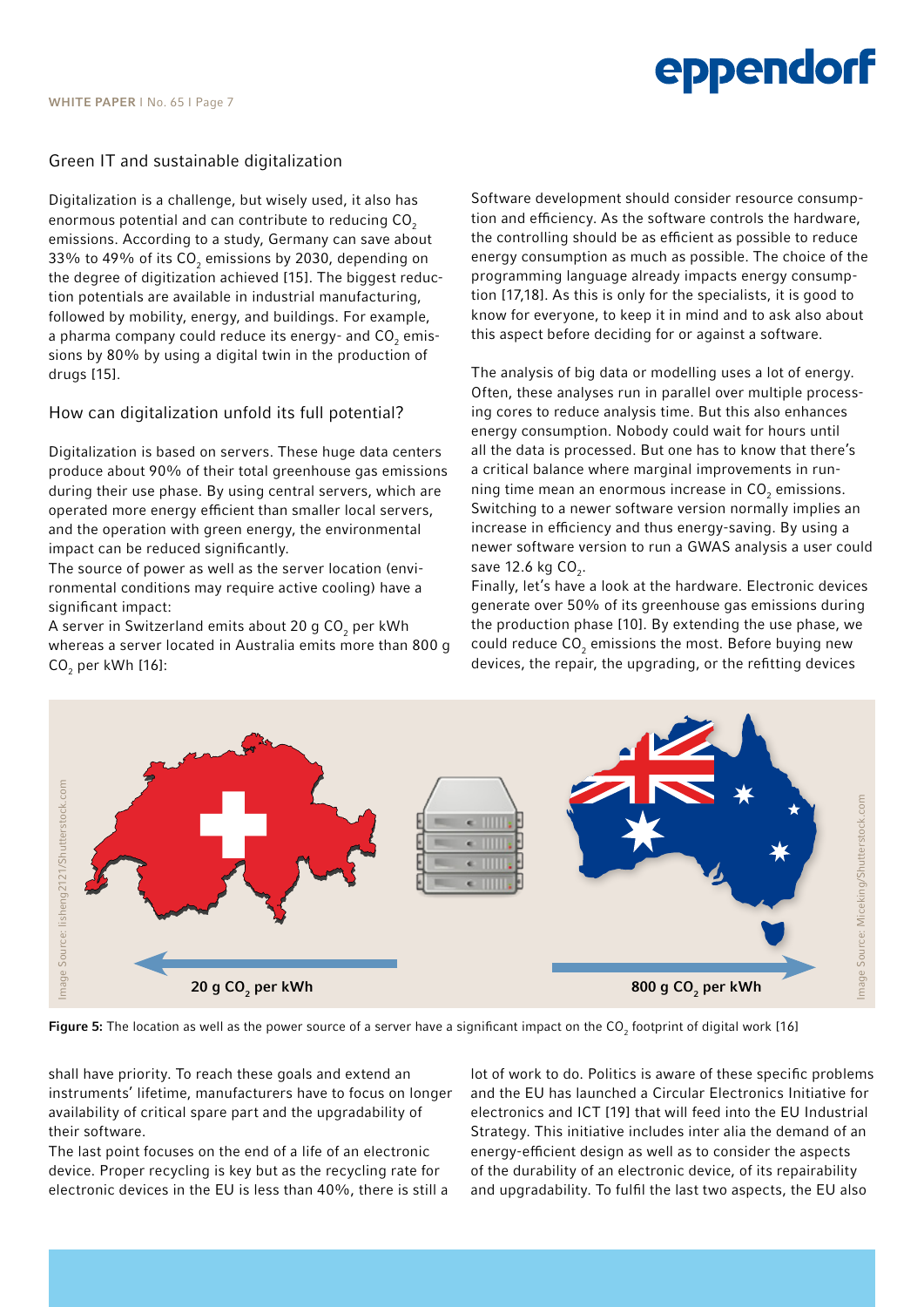## Green IT and sustainable digitalization

Digitalization is a challenge, but wisely used, it also has enormous potential and can contribute to reducing $CO_2$ emissions. According to a study, Germany can save about 33% to 49% of its $CO_2$ emissions by 2030, depending on the degree of digitization achieved [15]. The biggest reduction potentials are available in industrial manufacturing, followed by mobility, energy, and buildings. For example, a pharma company could reduce its energy- and $CO_2$ emissions by 80% by using a digital twin in the production of drugs [15].

## How can digitalization unfold its full potential?

Digitalization is based on servers. These huge data centers produce about 90% of their total greenhouse gas emissions during their use phase. By using central servers, which are operated more energy efficient than smaller local servers, and the operation with green energy, the environmental impact can be reduced significantly.

The source of power as well as the server location (environmental conditions may require active cooling) have a significant impact:

A server in Switzerland emits about 20 g $CO_2$ per kWh whereas a server located in Australia emits more than 800 g $CO_2$ per kWh [16]:

Software development should consider resource consumption and efficiency. As the software controls the hardware, the controlling should be as efficient as possible to reduce energy consumption as much as possible. The choice of the programming language already impacts energy consumption [17,18]. As this is only for the specialists, it is good to know for everyone, to keep it in mind and to ask also about this aspect before deciding for or against a software.

The analysis of big data or modelling uses a lot of energy. Often, these analyses run in parallel over multiple processing cores to reduce analysis time. But this also enhances energy consumption. Nobody could wait for hours until all the data is processed. But one has to know that there's a critical balance where marginal improvements in running time mean an enormous increase in $CO_2$ emissions. Switching to a newer software version normally implies an increase in efficiency and thus energy-saving. By using a newer software version to run a GWAS analysis a user could save 12.6 kg $CO_2$.

Finally, let's have a look at the hardware. Electronic devices generate over 50% of its greenhouse gas emissions during the production phase [10]. By extending the use phase, we could reduce $CO_2$ emissions the most. Before buying new devices, the repair, the upgrading, or the refitting devices shall have priority. To reach these goals and extend an instruments' lifetime, manufacturers have to focus on longer availability of critical spare part and the upgradability of their software.

**Figure 5:** The location as well as the power source of a server have a significant impact on the $CO_2$ footprint of digital work [16]

The last point focuses on the end of a life of an electronic device. Proper recycling is key but as the recycling rate for electronic devices in the EU is less than 40%, there is still a lot of work to do. Politics is aware of these specific problems and the EU has launched a Circular Electronics Initiative for electronics and ICT [19] that will feed into the EU Industrial Strategy. This initiative includes inter alia the demand of an energy-efficient design as well as to consider the aspects of the durability of an electronic device, of its repairability and upgradability. To fulfil the last two aspects, the EU also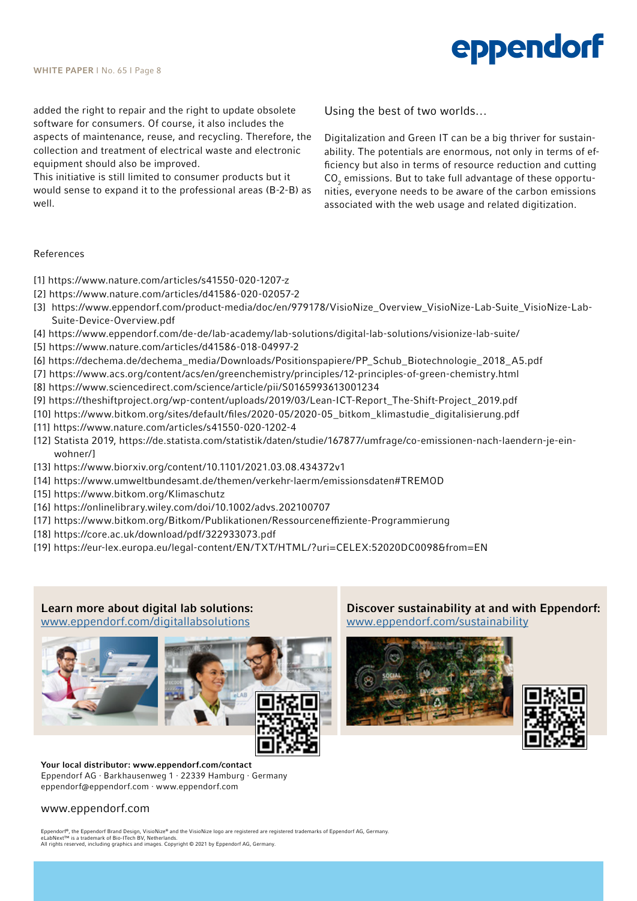added the right to repair and the right to update obsolete software for consumers. Of course, it also includes the aspects of maintenance, reuse, and recycling. Therefore, the collection and treatment of electrical waste and electronic equipment should also be improved.
This initiative is still limited to consumer products but it would sense to expand it to the professional areas (B-2-B) as well.

## Using the best of two worlds…

Digitalization and Green IT can be a big thriver for sustainability. The potentials are enormous, not only in terms of efficiency but also in terms of resource reduction and cutting $CO_2$ emissions. But to take full advantage of these opportunities, everyone needs to be aware of the carbon emissions associated with the web usage and related digitization.

## References

[1] https://www.nature.com/articles/s41550-020-1207-z
[2] https://www.nature.com/articles/d41586-020-02057-2
[3] https://www.eppendorf.com/product-media/doc/en/979178/VisioNize_Overview_VisioNize-Lab-Suite_VisioNize-Lab-Suite-Device-Overview.pdf
[4] https://www.eppendorf.com/de-de/lab-academy/lab-solutions/digital-lab-solutions/visionize-lab-suite/
[5] https://www.nature.com/articles/d41586-018-04997-2
[6] https://dechema.de/dechema_media/Downloads/Positionspapiere/PP_Schub_Biotechnologie_2018_A5.pdf
[7] https://www.acs.org/content/acs/en/greenchemistry/principles/12-principles-of-green-chemistry.html
[8] https://www.sciencedirect.com/science/article/pii/S0165993613001234
[9] https://theshiftproject.org/wp-content/uploads/2019/03/Lean-ICT-Report_The-Shift-Project_2019.pdf
[10] https://www.bitkom.org/sites/default/files/2020-05/2020-05_bitkom_klimastudie_digitalisierung.pdf
[11] https://www.nature.com/articles/s41550-020-1202-4
[12] Statista 2019, https://de.statista.com/statistik/daten/studie/167877/umfrage/co-emissionen-nach-laendern-je-einwohner/]
[13] https://www.biorxiv.org/content/10.1101/2021.03.08.434372v1
[14] https://www.umweltbundesamt.de/themen/verkehr-laerm/emissionsdaten#TREMOD
[15] https://www.bitkom.org/Klimaschutz
[16] https://onlinelibrary.wiley.com/doi/10.1002/advs.202100707
[17] https://www.bitkom.org/Bitkom/Publikationen/Ressourceneffiziente-Programmierung
[18] https://core.ac.uk/download/pdf/322933073.pdf
[19] https://eur-lex.europa.eu/legal-content/EN/TXT/HTML/?uri=CELEX:52020DC0098&from=EN

**Learn more about digital lab solutions:**
www.eppendorf.com/digitallabsolutions

**Discover sustainability at and with Eppendorf:**
www.eppendorf.com/sustainability

**Your local distributor: www.eppendorf.com/contact**
Eppendorf AG · Barkhausenweg 1 · 22339 Hamburg · Germany
eppendorf@eppendorf.com · www.eppendorf.com

www.eppendorf.com

Eppendorf®, the Eppendorf Brand Design, VisioNize® and the VisioNize logo are registered are registered trademarks of Eppendorf AG, Germany.
eLabNext™ is a trademark of Bio-ITech BV, Netherlands.
All rights reserved, including graphics and images. Copyright © 2021 by Eppendorf AG, Germany.